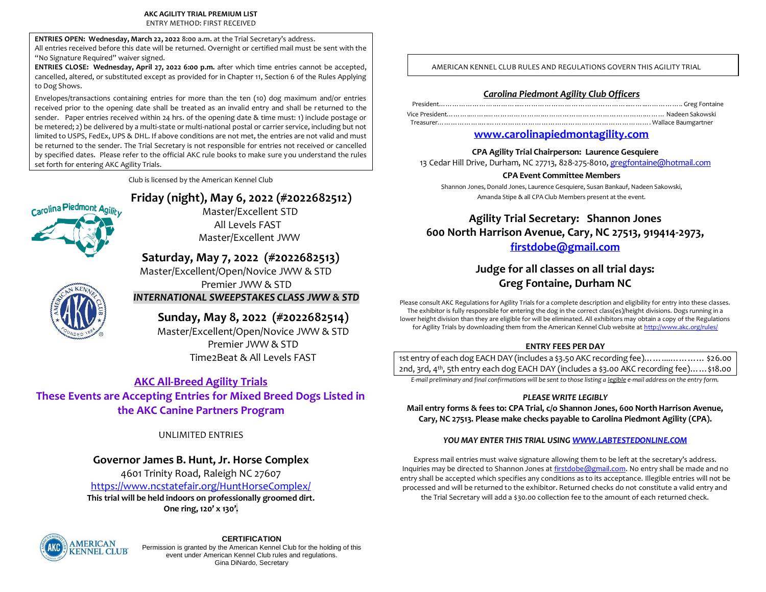**AKC AGILITY TRIAL PREMIUM LIST**
ENTRY METHOD: FIRST RECEIVED

**ENTRIES OPEN: Wednesday, March 22, 2022 8:00 a.m.** at the Trial Secretary's address.
All entries received before this date will be returned. Overnight or certified mail must be sent with the "No Signature Required" waiver signed.
**ENTRIES CLOSE: Wednesday, April 27, 2022 6:00 p.m.** after which time entries cannot be accepted, cancelled, altered, or substituted except as provided for in Chapter 11, Section 6 of the Rules Applying to Dog Shows.

Envelopes/transactions containing entries for more than the ten (10) dog maximum and/or entries received prior to the opening date shall be treated as an invalid entry and shall be returned to the sender. Paper entries received within 24 hrs. of the opening date & time must: 1) include postage or be metered; 2) be delivered by a multi-state or multi-national postal or carrier service, including but not limited to USPS, FedEx, UPS & DHL. If above conditions are not met, the entries are not valid and must be returned to the sender. The Trial Secretary is not responsible for entries not received or cancelled by specified dates. Please refer to the official AKC rule books to make sure you understand the rules set forth for entering AKC Agility Trials.

Club is licensed by the American Kennel Club

## Friday (night), May 6, 2022 (#2022682512)

Master/Excellent STD
All Levels FAST
Master/Excellent JWW

## Saturday, May 7, 2022 (#2022682513)

Master/Excellent/Open/Novice JWW & STD
Premier JWW & STD
***INTERNATIONAL SWEEPSTAKES CLASS JWW & STD***

## Sunday, May 8, 2022 (#2022682514)

Master/Excellent/Open/Novice JWW & STD
Premier JWW & STD
Time2Beat & All Levels FAST

## AKC All-Breed Agility Trials

**These Events are Accepting Entries for Mixed Breed Dogs Listed in the AKC Canine Partners Program**

UNLIMITED ENTRIES

**Governor James B. Hunt, Jr. Horse Complex**
4601 Trinity Road, Raleigh NC 27607
https://www.ncstatefair.org/HuntHorseComplex/
**This trial will be held indoors on professionally groomed dirt.**
**One ring, 120' x 130'.**

**CERTIFICATION**
Permission is granted by the American Kennel Club for the holding of this event under American Kennel Club rules and regulations.
Gina DiNardo, Secretary

AMERICAN KENNEL CLUB RULES AND REGULATIONS GOVERN THIS AGILITY TRIAL

### *Carolina Piedmont Agility Club Officers*

President………………………………………………………………………… Greg Fontaine
Vice President………………………………………………………………… Nadeen Sakowski
Treasurer………………………………………………………………………… Wallace Baumgartner

**www.carolinapiedmontagility.com**

**CPA Agility Trial Chairperson: Laurence Gesquiere**
13 Cedar Hill Drive, Durham, NC 27713, 828-275-8010, gregfontaine@hotmail.com

**CPA Event Committee Members**
Shannon Jones, Donald Jones, Laurence Gesquiere, Susan Bankauf, Nadeen Sakowski, Amanda Stipe & all CPA Club Members present at the event.

## Agility Trial Secretary: Shannon Jones
**600 North Harrison Avenue, Cary, NC 27513, 919414-2973, firstdobe@gmail.com**

## Judge for all classes on all trial days: Greg Fontaine, Durham NC

Please consult AKC Regulations for Agility Trials for a complete description and eligibility for entry into these classes. The exhibitor is fully responsible for entering the dog in the correct class(es)/height divisions. Dogs running in a lower height division than they are eligible for will be eliminated. All exhibitors may obtain a copy of the Regulations for Agility Trials by downloading them from the American Kennel Club website at http://www.akc.org/rules/

**ENTRY FEES PER DAY**

| | |
|---|---|
| 1st entry of each dog EACH DAY (includes a $3.50 AKC recording fee)…… | $26.00 |
| 2nd, 3rd, 4th, 5th entry each dog EACH DAY (includes a $3.00 AKC recording fee)…… | $18.00 |

*E-mail preliminary and final confirmations will be sent to those listing a legible e-mail address on the entry form.*

***PLEASE WRITE LEGIBLY***
**Mail entry forms & fees to: CPA Trial, c/o Shannon Jones, 600 North Harrison Avenue, Cary, NC 27513. Please make checks payable to Carolina Piedmont Agility (CPA).**

***YOU MAY ENTER THIS TRIAL USING WWW.LABTESTEDONLINE.COM***

Express mail entries must waive signature allowing them to be left at the secretary's address. Inquiries may be directed to Shannon Jones at firstdobe@gmail.com. No entry shall be made and no entry shall be accepted which specifies any conditions as to its acceptance. Illegible entries will not be processed and will be returned to the exhibitor. Returned checks do not constitute a valid entry and the Trial Secretary will add a $30.00 collection fee to the amount of each returned check.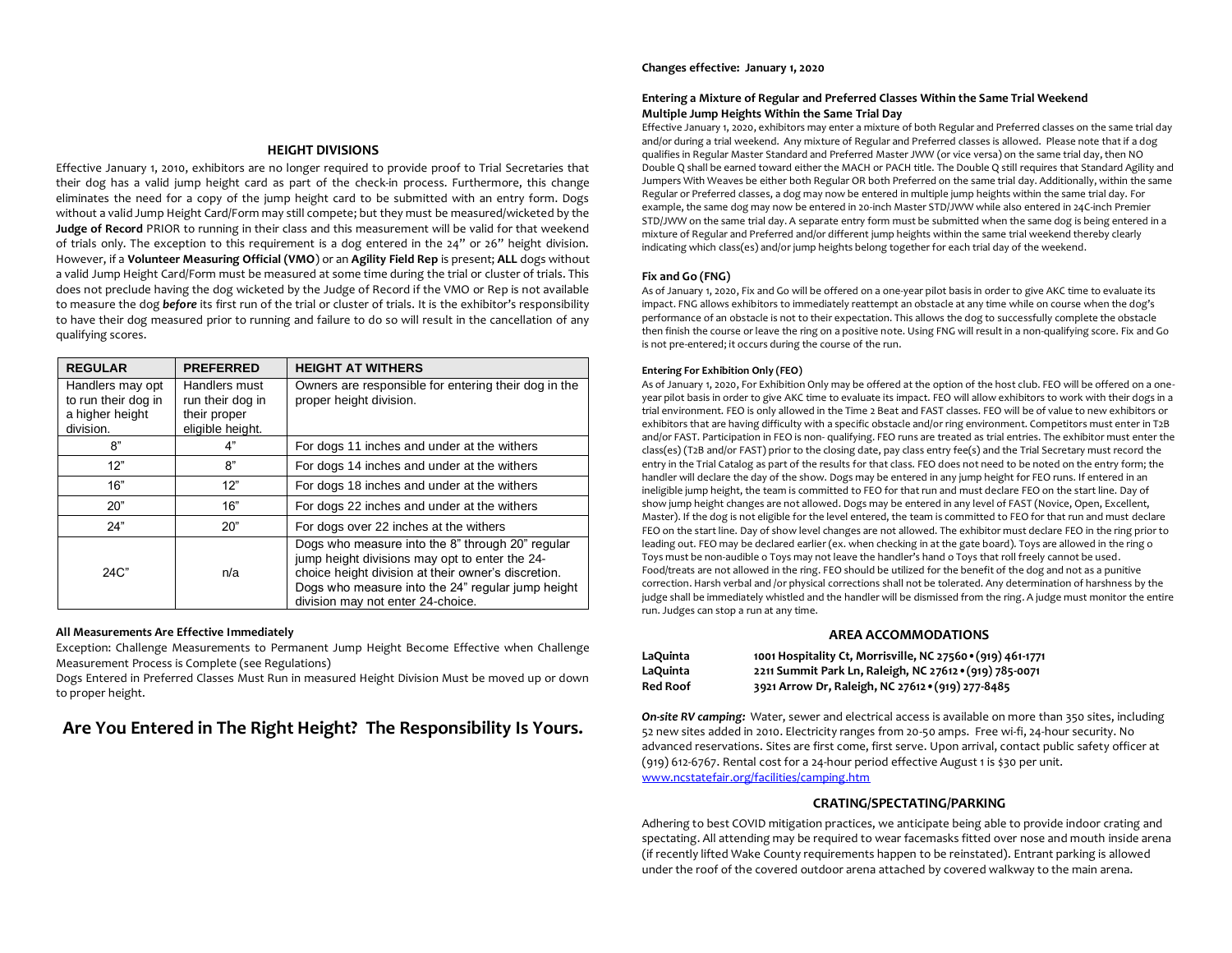## HEIGHT DIVISIONS

Effective January 1, 2010, exhibitors are no longer required to provide proof to Trial Secretaries that their dog has a valid jump height card as part of the check-in process. Furthermore, this change eliminates the need for a copy of the jump height card to be submitted with an entry form. Dogs without a valid Jump Height Card/Form may still compete; but they must be measured/wicketed by the **Judge of Record** PRIOR to running in their class and this measurement will be valid for that weekend of trials only. The exception to this requirement is a dog entered in the 24" or 26" height division. However, if a **Volunteer Measuring Official (VMO)** or an **Agility Field Rep** is present; **ALL** dogs without a valid Jump Height Card/Form must be measured at some time during the trial or cluster of trials. This does not preclude having the dog wicketed by the Judge of Record if the VMO or Rep is not available to measure the dog ***before*** its first run of the trial or cluster of trials. It is the exhibitor's responsibility to have their dog measured prior to running and failure to do so will result in the cancellation of any qualifying scores.

| REGULAR | PREFERRED | HEIGHT AT WITHERS |
|---|---|---|
| Handlers may opt to run their dog in a higher height division. | Handlers must run their dog in their proper eligible height. | Owners are responsible for entering their dog in the proper height division. |
| 8" | 4" | For dogs 11 inches and under at the withers |
| 12" | 8" | For dogs 14 inches and under at the withers |
| 16" | 12" | For dogs 18 inches and under at the withers |
| 20" | 16" | For dogs 22 inches and under at the withers |
| 24" | 20" | For dogs over 22 inches at the withers |
| 24C" | n/a | Dogs who measure into the 8" through 20" regular jump height divisions may opt to enter the 24-choice height division at their owner's discretion. Dogs who measure into the 24" regular jump height division may not enter 24-choice. |

**All Measurements Are Effective Immediately**

Exception: Challenge Measurements to Permanent Jump Height Become Effective when Challenge Measurement Process is Complete (see Regulations)

Dogs Entered in Preferred Classes Must Run in measured Height Division Must be moved up or down to proper height.

## Are You Entered in The Right Height? The Responsibility Is Yours.

**Changes effective: January 1, 2020**

**Entering a Mixture of Regular and Preferred Classes Within the Same Trial Weekend**
**Multiple Jump Heights Within the Same Trial Day**

Effective January 1, 2020, exhibitors may enter a mixture of both Regular and Preferred classes on the same trial day and/or during a trial weekend. Any mixture of Regular and Preferred classes is allowed. Please note that if a dog qualifies in Regular Master Standard and Preferred Master JWW (or vice versa) on the same trial day, then NO Double Q shall be earned toward either the MACH or PACH title. The Double Q still requires that Standard Agility and Jumpers With Weaves be either both Regular OR both Preferred on the same trial day. Additionally, within the same Regular or Preferred classes, a dog may now be entered in multiple jump heights within the same trial day. For example, the same dog may now be entered in 20-inch Master STD/JWW while also entered in 24C-inch Premier STD/JWW on the same trial day. A separate entry form must be submitted when the same dog is being entered in a mixture of Regular and Preferred and/or different jump heights within the same trial weekend thereby clearly indicating which class(es) and/or jump heights belong together for each trial day of the weekend.

**Fix and Go (FNG)**

As of January 1, 2020, Fix and Go will be offered on a one-year pilot basis in order to give AKC time to evaluate its impact. FNG allows exhibitors to immediately reattempt an obstacle at any time while on course when the dog's performance of an obstacle is not to their expectation. This allows the dog to successfully complete the obstacle then finish the course or leave the ring on a positive note. Using FNG will result in a non-qualifying score. Fix and Go is not pre-entered; it occurs during the course of the run.

**Entering For Exhibition Only (FEO)**

As of January 1, 2020, For Exhibition Only may be offered at the option of the host club. FEO will be offered on a one-year pilot basis in order to give AKC time to evaluate its impact. FEO will allow exhibitors to work with their dogs in a trial environment. FEO is only allowed in the Time 2 Beat and FAST classes. FEO will be of value to new exhibitors or exhibitors that are having difficulty with a specific obstacle and/or ring environment. Competitors must enter in T2B and/or FAST. Participation in FEO is non- qualifying. FEO runs are treated as trial entries. The exhibitor must enter the class(es) (T2B and/or FAST) prior to the closing date, pay class entry fee(s) and the Trial Secretary must record the entry in the Trial Catalog as part of the results for that class. FEO does not need to be noted on the entry form; the handler will declare the day of the show. Dogs may be entered in any jump height for FEO runs. If entered in an ineligible jump height, the team is committed to FEO for that run and must declare FEO on the start line. Day of show jump height changes are not allowed. Dogs may be entered in any level of FAST (Novice, Open, Excellent, Master). If the dog is not eligible for the level entered, the team is committed to FEO for that run and must declare FEO on the start line. Day of show level changes are not allowed. The exhibitor must declare FEO in the ring prior to leading out. FEO may be declared earlier (ex. when checking in at the gate board). Toys are allowed in the ring o Toys must be non-audible o Toys may not leave the handler's hand o Toys that roll freely cannot be used. Food/treats are not allowed in the ring. FEO should be utilized for the benefit of the dog and not as a punitive correction. Harsh verbal and /or physical corrections shall not be tolerated. Any determination of harshness by the judge shall be immediately whistled and the handler will be dismissed from the ring. A judge must monitor the entire run. Judges can stop a run at any time.

## AREA ACCOMMODATIONS

| | |
|---|---|
| **LaQuinta** | **1001 Hospitality Ct, Morrisville, NC 27560 • (919) 461-1771** |
| **LaQuinta** | **2211 Summit Park Ln, Raleigh, NC 27612 • (919) 785-0071** |
| **Red Roof** | **3921 Arrow Dr, Raleigh, NC 27612 • (919) 277-8485** |

***On-site RV camping:*** Water, sewer and electrical access is available on more than 350 sites, including 52 new sites added in 2010. Electricity ranges from 20-50 amps. Free wi-fi, 24-hour security. No advanced reservations. Sites are first come, first serve. Upon arrival, contact public safety officer at (919) 612-6767. Rental cost for a 24-hour period effective August 1 is $30 per unit. www.ncstatefair.org/facilities/camping.htm

## CRATING/SPECTATING/PARKING

Adhering to best COVID mitigation practices, we anticipate being able to provide indoor crating and spectating. All attending may be required to wear facemasks fitted over nose and mouth inside arena (if recently lifted Wake County requirements happen to be reinstated). Entrant parking is allowed under the roof of the covered outdoor arena attached by covered walkway to the main arena.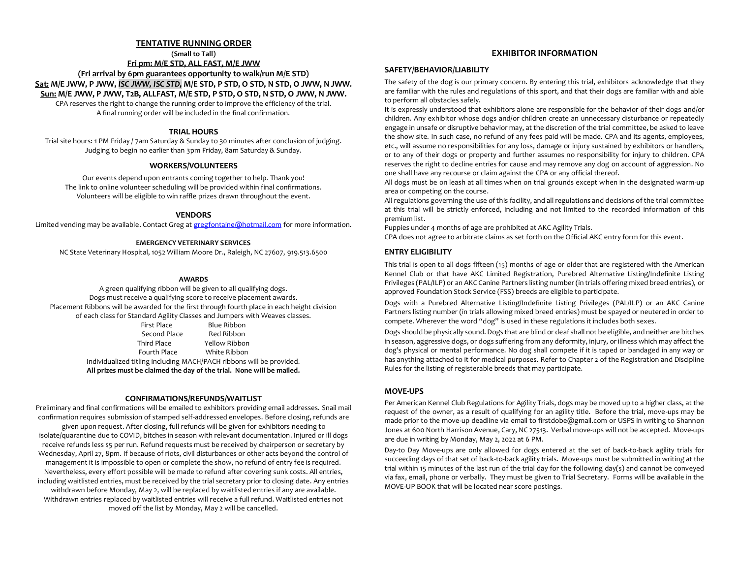## TENTATIVE RUNNING ORDER

**(Small to Tall)**

**Fri pm: M/E STD, ALL FAST, M/E JWW**

**(Fri arrival by 6pm guarantees opportunity to walk/run M/E STD)**

**Sat: M/E JWW, P JWW, *ISC JWW, ISC STD,* M/E STD, P STD, O STD, N STD, O JWW, N JWW.**

**Sun: M/E JWW, P JWW, T2B, ALLFAST, M/E STD, P STD, O STD, N STD, O JWW, N JWW.**

CPA reserves the right to change the running order to improve the efficiency of the trial.
A final running order will be included in the final confirmation.

### TRIAL HOURS

Trial site hours: 1 PM Friday / 7am Saturday & Sunday to 30 minutes after conclusion of judging.
Judging to begin no earlier than 3pm Friday, 8am Saturday & Sunday.

### WORKERS/VOLUNTEERS

Our events depend upon entrants coming together to help. Thank you!
The link to online volunteer scheduling will be provided within final confirmations.
Volunteers will be eligible to win raffle prizes drawn throughout the event.

### VENDORS

Limited vending may be available. Contact Greg at gregfontaine@hotmail.com for more information.

### EMERGENCY VETERINARY SERVICES

NC State Veterinary Hospital, 1052 William Moore Dr., Raleigh, NC 27607, 919.513.6500

### AWARDS

A green qualifying ribbon will be given to all qualifying dogs.
Dogs must receive a qualifying score to receive placement awards.
Placement Ribbons will be awarded for the first through fourth place in each height division of each class for Standard Agility Classes and Jumpers with Weaves classes.

| | |
|---|---|
| First Place | Blue Ribbon |
| Second Place | Red Ribbon |
| Third Place | Yellow Ribbon |
| Fourth Place | White Ribbon |

Individualized titling including MACH/PACH ribbons will be provided.
**All prizes must be claimed the day of the trial. None will be mailed.**

### CONFIRMATIONS/REFUNDS/WAITLIST

Preliminary and final confirmations will be emailed to exhibitors providing email addresses. Snail mail confirmation requires submission of stamped self-addressed envelopes. Before closing, refunds are given upon request. After closing, full refunds will be given for exhibitors needing to isolate/quarantine due to COVID, bitches in season with relevant documentation. Injured or ill dogs receive refunds less $5 per run. Refund requests must be received by chairperson or secretary by Wednesday, April 27, 8pm. If because of riots, civil disturbances or other acts beyond the control of management it is impossible to open or complete the show, no refund of entry fee is required. Nevertheless, every effort possible will be made to refund after covering sunk costs. All entries, including waitlisted entries, must be received by the trial secretary prior to closing date. Any entries withdrawn before Monday, May 2, will be replaced by waitlisted entries if any are available. Withdrawn entries replaced by waitlisted entries will receive a full refund. Waitlisted entries not moved off the list by Monday, May 2 will be cancelled.

## EXHIBITOR INFORMATION

### SAFETY/BEHAVIOR/LIABILITY

The safety of the dog is our primary concern. By entering this trial, exhibitors acknowledge that they are familiar with the rules and regulations of this sport, and that their dogs are familiar with and able to perform all obstacles safely.

It is expressly understood that exhibitors alone are responsible for the behavior of their dogs and/or children. Any exhibitor whose dogs and/or children create an unnecessary disturbance or repeatedly engage in unsafe or disruptive behavior may, at the discretion of the trial committee, be asked to leave the show site. In such case, no refund of any fees paid will be made. CPA and its agents, employees, etc., will assume no responsibilities for any loss, damage or injury sustained by exhibitors or handlers, or to any of their dogs or property and further assumes no responsibility for injury to children. CPA reserves the right to decline entries for cause and may remove any dog on account of aggression. No one shall have any recourse or claim against the CPA or any official thereof.

All dogs must be on leash at all times when on trial grounds except when in the designated warm-up area or competing on the course.

All regulations governing the use of this facility, and all regulations and decisions of the trial committee at this trial will be strictly enforced, including and not limited to the recorded information of this premium list.

Puppies under 4 months of age are prohibited at AKC Agility Trials.

CPA does not agree to arbitrate claims as set forth on the Official AKC entry form for this event.

### ENTRY ELIGIBILITY

This trial is open to all dogs fifteen (15) months of age or older that are registered with the American Kennel Club or that have AKC Limited Registration, Purebred Alternative Listing/Indefinite Listing Privileges (PAL/ILP) or an AKC Canine Partners listing number (in trials offering mixed breed entries), or approved Foundation Stock Service (FSS) breeds are eligible to participate.

Dogs with a Purebred Alternative Listing/Indefinite Listing Privileges (PAL/ILP) or an AKC Canine Partners listing number (in trials allowing mixed breed entries) must be spayed or neutered in order to compete. Wherever the word "dog" is used in these regulations it includes both sexes.

Dogs should be physically sound. Dogs that are blind or deaf shall not be eligible, and neither are bitches in season, aggressive dogs, or dogs suffering from any deformity, injury, or illness which may affect the dog's physical or mental performance. No dog shall compete if it is taped or bandaged in any way or has anything attached to it for medical purposes. Refer to Chapter 2 of the Registration and Discipline Rules for the listing of registerable breeds that may participate.

### MOVE-UPS

Per American Kennel Club Regulations for Agility Trials, dogs may be moved up to a higher class, at the request of the owner, as a result of qualifying for an agility title. Before the trial, move-ups may be made prior to the move-up deadline via email to firstdobe@gmail.com or USPS in writing to Shannon Jones at 600 North Harrison Avenue, Cary, NC 27513. Verbal move-ups will not be accepted. Move-ups are due in writing by Monday, May 2, 2022 at 6 PM.

Day-to Day Move-ups are only allowed for dogs entered at the set of back-to-back agility trials for succeeding days of that set of back-to-back agility trials. Move-ups must be submitted in writing at the trial within 15 minutes of the last run of the trial day for the following day(s) and cannot be conveyed via fax, email, phone or verbally. They must be given to Trial Secretary. Forms will be available in the MOVE-UP BOOK that will be located near score postings.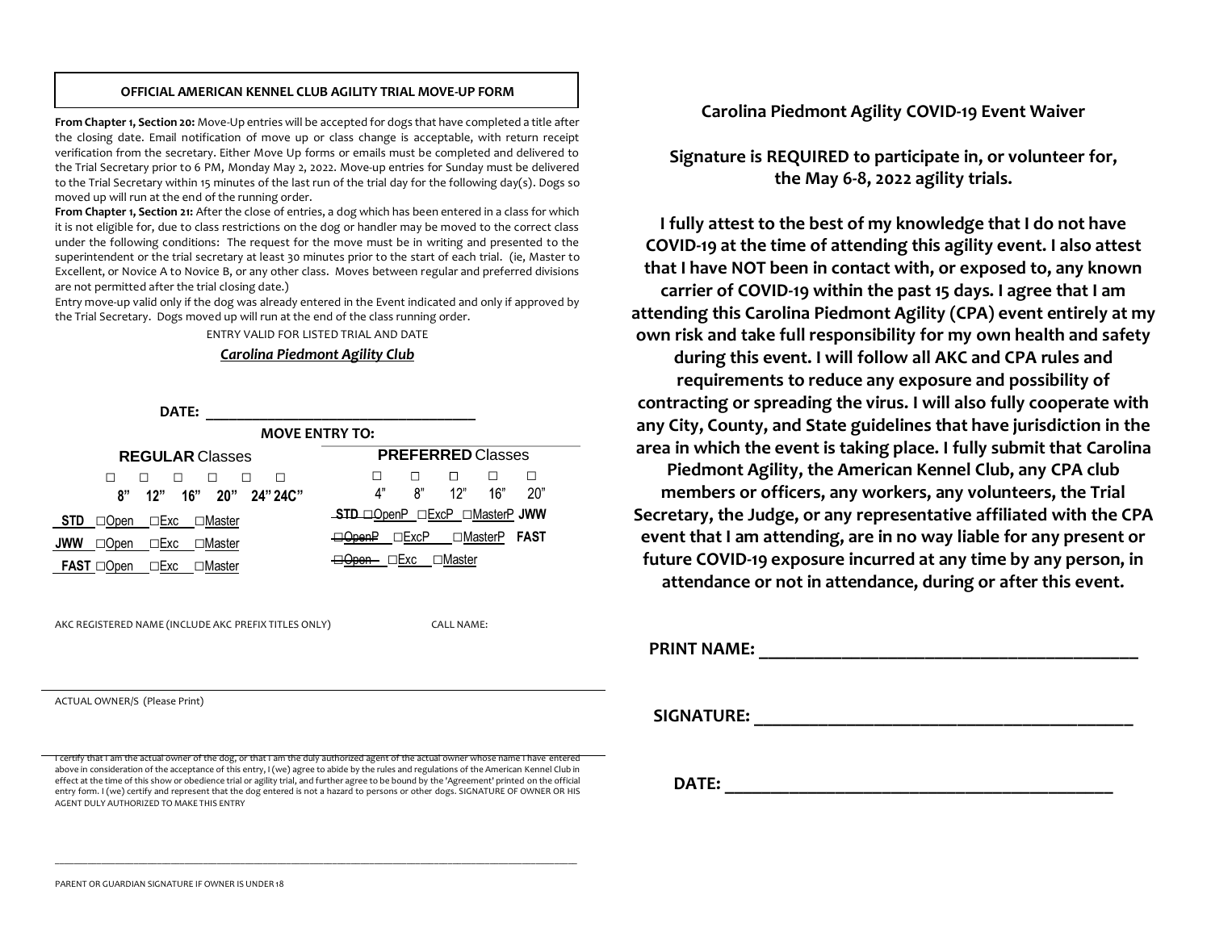**OFFICIAL AMERICAN KENNEL CLUB AGILITY TRIAL MOVE-UP FORM**

**From Chapter 1, Section 20:** Move-Up entries will be accepted for dogs that have completed a title after the closing date. Email notification of move up or class change is acceptable, with return receipt verification from the secretary. Either Move Up forms or emails must be completed and delivered to the Trial Secretary prior to 6 PM, Monday May 2, 2022. Move-up entries for Sunday must be delivered to the Trial Secretary within 15 minutes of the last run of the trial day for the following day(s). Dogs so moved up will run at the end of the running order.

**From Chapter 1, Section 21:** After the close of entries, a dog which has been entered in a class for which it is not eligible for, due to class restrictions on the dog or handler may be moved to the correct class under the following conditions: The request for the move must be in writing and presented to the superintendent or the trial secretary at least 30 minutes prior to the start of each trial. (ie, Master to Excellent, or Novice A to Novice B, or any other class. Moves between regular and preferred divisions are not permitted after the trial closing date.)

Entry move-up valid only if the dog was already entered in the Event indicated and only if approved by the Trial Secretary. Dogs moved up will run at the end of the class running order.

ENTRY VALID FOR LISTED TRIAL AND DATE

***Carolina Piedmont Agility Club***

**DATE:** ___________________________________

**MOVE ENTRY TO:**

**REGULAR** Classes

☐ 8" ☐ 12" ☐ 16" ☐ 20" ☐ 24" ☐ 24C"

**STD** ☐Open ☐Exc ☐Master

**JWW** ☐Open ☐Exc ☐Master

**FAST** ☐Open ☐Exc ☐Master

**PREFERRED** Classes

☐ 4" ☐ 8" ☐ 12" ☐ 16" ☐ 20"

**STD** ☐OpenP ☐ExcP ☐MasterP

**JWW** ☐OpenP ☐ExcP ☐MasterP

**FAST** ☐Open ☐Exc ☐Master

AKC REGISTERED NAME (INCLUDE AKC PREFIX TITLES ONLY) CALL NAME:

ACTUAL OWNER/S (Please Print)

I certify that I am the actual owner of the dog, or that I am the duly authorized agent of the actual owner whose name I have entered above in consideration of the acceptance of this entry, I (we) agree to abide by the rules and regulations of the American Kennel Club in effect at the time of this show or obedience trial or agility trial, and further agree to be bound by the 'Agreement' printed on the official entry form. I (we) certify and represent that the dog entered is not a hazard to persons or other dogs. SIGNATURE OF OWNER OR HIS AGENT DULY AUTHORIZED TO MAKE THIS ENTRY

_____________________________________________________________________________________

PARENT OR GUARDIAN SIGNATURE IF OWNER IS UNDER 18

## Carolina Piedmont Agility COVID-19 Event Waiver

**Signature is REQUIRED to participate in, or volunteer for, the May 6-8, 2022 agility trials.**

**I fully attest to the best of my knowledge that I do not have COVID-19 at the time of attending this agility event. I also attest that I have NOT been in contact with, or exposed to, any known carrier of COVID-19 within the past 15 days. I agree that I am attending this Carolina Piedmont Agility (CPA) event entirely at my own risk and take full responsibility for my own health and safety during this event. I will follow all AKC and CPA rules and requirements to reduce any exposure and possibility of contracting or spreading the virus. I will also fully cooperate with any City, County, and State guidelines that have jurisdiction in the area in which the event is taking place. I fully submit that Carolina Piedmont Agility, the American Kennel Club, any CPA club members or officers, any workers, any volunteers, the Trial Secretary, the Judge, or any representative affiliated with the CPA event that I am attending, are in no way liable for any present or future COVID-19 exposure incurred at any time by any person, in attendance or not in attendance, during or after this event.**

**PRINT NAME:** ________________________________________

**SIGNATURE:** ________________________________________

**DATE:** ________________________________________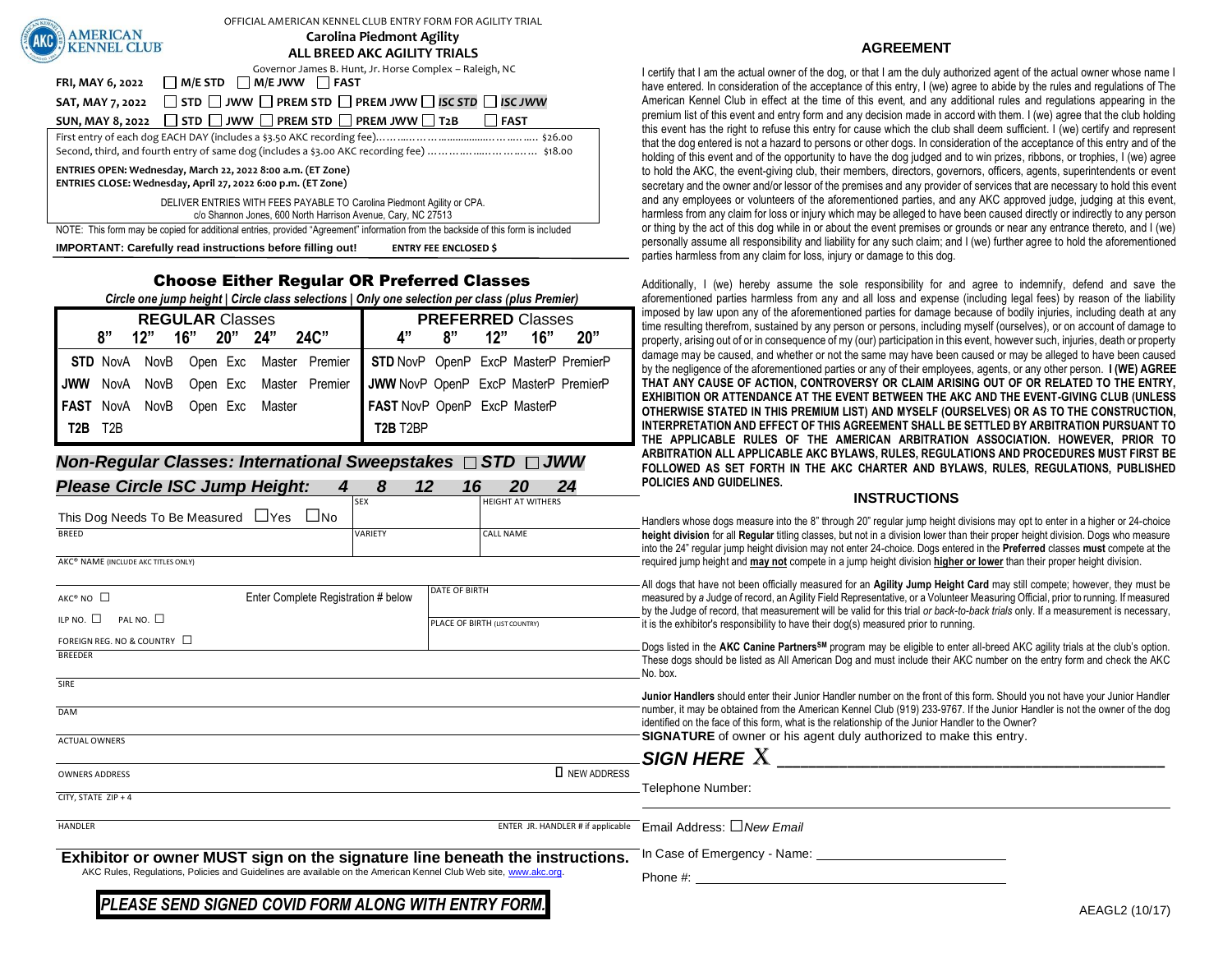AMERICAN KENNEL CLUB

OFFICIAL AMERICAN KENNEL CLUB ENTRY FORM FOR AGILITY TRIAL

**Carolina Piedmont Agility**

**ALL BREED AKC AGILITY TRIALS**

Governor James B. Hunt, Jr. Horse Complex – Raleigh, NC

**FRI, MAY 6, 2022** ☐ **M/E STD** ☐ **M/E JWW** ☐ **FAST**

**SAT, MAY 7, 2022** ☐ **STD** ☐ **JWW** ☐ **PREM STD** ☐ **PREM JWW** ☐ ***ISC STD*** ☐ ***ISC JWW***

**SUN, MAY 8, 2022** ☐ **STD** ☐ **JWW** ☐ **PREM STD** ☐ **PREM JWW** ☐ **T2B** ☐ **FAST**

First entry of each dog EACH DAY (includes a $3.50 AKC recording fee)…………………………………… $26.00

Second, third, and fourth entry of same dog (includes a $3.00 AKC recording fee) ……………………… $18.00

**ENTRIES OPEN: Wednesday, March 22, 2022 8:00 a.m. (ET Zone)**

**ENTRIES CLOSE: Wednesday, April 27, 2022 6:00 p.m. (ET Zone)**

DELIVER ENTRIES WITH FEES PAYABLE TO Carolina Piedmont Agility or CPA.
c/o Shannon Jones, 600 North Harrison Avenue, Cary, NC 27513

NOTE: This form may be copied for additional entries, provided "Agreement" information from the backside of this form is included

**IMPORTANT: Carefully read instructions before filling out!** **ENTRY FEE ENCLOSED $**

## Choose Either Regular OR Preferred Classes

***Circle one jump height | Circle class selections | Only one selection per class (plus Premier)***

| REGULAR Classes | PREFERRED Classes |
|---|---|
| 8" 12" 16" 20" 24" 24C" | 4" 8" 12" 16" 20" |
| **STD** NovA NovB Open Exc Master Premier | **STD** NovP OpenP ExcP MasterP PremierP |
| **JWW** NovA NovB Open Exc Master Premier | **JWW** NovP OpenP ExcP MasterP PremierP |
| **FAST** NovA NovB Open Exc Master | **FAST** NovP OpenP ExcP MasterP |
| **T2B** T2B | **T2B** T2BP |

### *Non-Regular Classes: International Sweepstakes* ☐ *STD* ☐ *JWW*

***Please Circle ISC Jump Height: 4 8 12 16 20 24***

This Dog Needs To Be Measured ☐Yes ☐No | SEX | HEIGHT AT WITHERS

BREED | VARIETY | CALL NAME

AKC® NAME (INCLUDE AKC TITLES ONLY)

AKC® NO ☐ Enter Complete Registration # below | DATE OF BIRTH

ILP NO. ☐ PAL NO. ☐ | PLACE OF BIRTH (LIST COUNTRY)

FOREIGN REG. NO & COUNTRY ☐

BREEDER

SIRE

DAM

ACTUAL OWNERS

OWNERS ADDRESS ☐ NEW ADDRESS

CITY, STATE ZIP + 4

HANDLER | ENTER JR. HANDLER # if applicable

**Exhibitor or owner MUST sign on the signature line beneath the instructions.**

AKC Rules, Regulations, Policies and Guidelines are available on the American Kennel Club Web site, www.akc.org.

***PLEASE SEND SIGNED COVID FORM ALONG WITH ENTRY FORM.***

## AGREEMENT

I certify that I am the actual owner of the dog, or that I am the duly authorized agent of the actual owner whose name I have entered. In consideration of the acceptance of this entry, I (we) agree to abide by the rules and regulations of The American Kennel Club in effect at the time of this event, and any additional rules and regulations appearing in the premium list of this event and entry form and any decision made in accord with them. I (we) agree that the club holding this event has the right to refuse this entry for cause which the club shall deem sufficient. I (we) certify and represent that the dog entered is not a hazard to persons or other dogs. In consideration of the acceptance of this entry and of the holding of this event and of the opportunity to have the dog judged and to win prizes, ribbons, or trophies, I (we) agree to hold the AKC, the event-giving club, their members, directors, governors, officers, agents, superintendents or event secretary and the owner and/or lessor of the premises and any provider of services that are necessary to hold this event and any employees or volunteers of the aforementioned parties, and any AKC approved judge, judging at this event, harmless from any claim for loss or injury which may be alleged to have been caused directly or indirectly to any person or thing by the act of this dog while in or about the event premises or grounds or near any entrance thereto, and I (we) personally assume all responsibility and liability for any such claim; and I (we) further agree to hold the aforementioned parties harmless from any claim for loss, injury or damage to this dog.

Additionally, I (we) hereby assume the sole responsibility for and agree to indemnify, defend and save the aforementioned parties harmless from any and all loss and expense (including legal fees) by reason of the liability imposed by law upon any of the aforementioned parties for damage because of bodily injuries, including death at any time resulting therefrom, sustained by any person or persons, including myself (ourselves), or on account of damage to property, arising out of or in consequence of my (our) participation in this event, however such, injuries, death or property damage may be caused, and whether or not the same may have been caused or may be alleged to have been caused by the negligence of the aforementioned parties or any of their employees, agents, or any other person. **I (WE) AGREE THAT ANY CAUSE OF ACTION, CONTROVERSY OR CLAIM ARISING OUT OF OR RELATED TO THE ENTRY, EXHIBITION OR ATTENDANCE AT THE EVENT BETWEEN THE AKC AND THE EVENT-GIVING CLUB (UNLESS OTHERWISE STATED IN THIS PREMIUM LIST) AND MYSELF (OURSELVES) OR AS TO THE CONSTRUCTION, INTERPRETATION AND EFFECT OF THIS AGREEMENT SHALL BE SETTLED BY ARBITRATION PURSUANT TO THE APPLICABLE RULES OF THE AMERICAN ARBITRATION ASSOCIATION. HOWEVER, PRIOR TO ARBITRATION ALL APPLICABLE AKC BYLAWS, RULES, REGULATIONS AND PROCEDURES MUST FIRST BE FOLLOWED AS SET FORTH IN THE AKC CHARTER AND BYLAWS, RULES, REGULATIONS, PUBLISHED POLICIES AND GUIDELINES.**

## INSTRUCTIONS

Handlers whose dogs measure into the 8" through 20" regular jump height divisions may opt to enter in a higher or 24-choice **height division** for all **Regular** titling classes, but not in a division lower than their proper height division. Dogs who measure into the 24" regular jump height division may not enter 24-choice. Dogs entered in the **Preferred** classes **must** compete at the required jump height and **may not** compete in a jump height division **higher or lower** than their proper height division.

All dogs that have not been officially measured for an **Agility Jump Height Card** may still compete; however, they must be measured by a Judge of record, an Agility Field Representative, or a Volunteer Measuring Official, prior to running. If measured by the Judge of record, that measurement will be valid for this trial *or back-to-back trials* only. If a measurement is necessary, it is the exhibitor's responsibility to have their dog(s) measured prior to running.

Dogs listed in the **AKC Canine Partners[SM]** program may be eligible to enter all-breed AKC agility trials at the club's option. These dogs should be listed as All American Dog and must include their AKC number on the entry form and check the AKC No. box.

**Junior Handlers** should enter their Junior Handler number on the front of this form. Should you not have your Junior Handler number, it may be obtained from the American Kennel Club (919) 233-9767. If the Junior Handler is not the owner of the dog identified on the face of this form, what is the relationship of the Junior Handler to the Owner?

**SIGNATURE** of owner or his agent duly authorized to make this entry.

***SIGN HERE X*** ________________________________

Telephone Number: ________________________________

Email Address: ☐*New Email*

In Case of Emergency - Name: ________________________

Phone #: ________________________________

AEAGL2 (10/17)